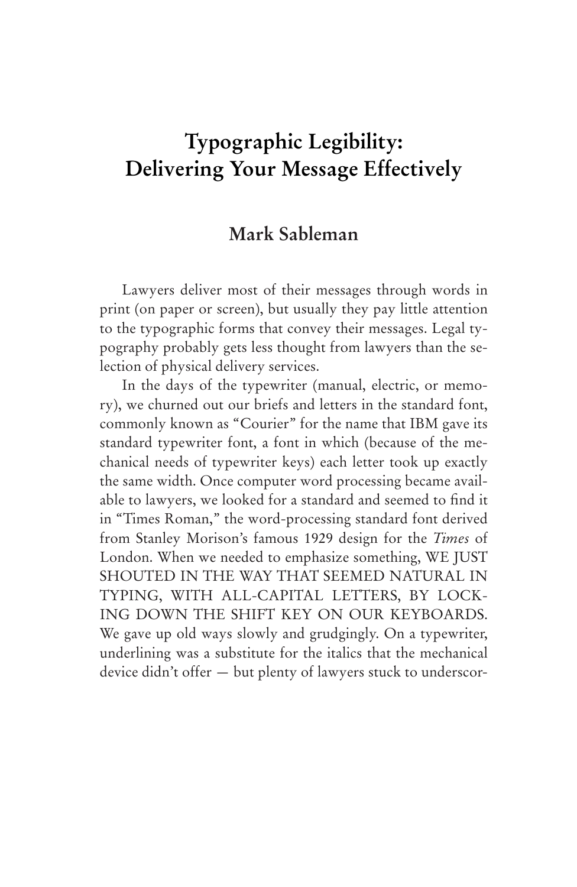# Typographic Legibility: Delivering Your Message Effectively

## Mark Sableman

Lawyers deliver most of their messages through words in print (on paper or screen), but usually they pay little attention to the typographic forms that convey their messages. Legal typography probably gets less thought from lawyers than the selection of physical delivery services.

In the days of the typewriter (manual, electric, or memory), we churned out our briefs and letters in the standard font, commonly known as "Courier" for the name that IBM gave its standard typewriter font, a font in which (because of the mechanical needs of typewriter keys) each letter took up exactly the same width. Once computer word processing became available to lawyers, we looked for a standard and seemed to find it in "Times Roman," the word-processing standard font derived from Stanley Morison's famous 1929 design for the *Times* of London. When we needed to emphasize something, WE JUST SHOUTED IN THE WAY THAT SEEMED NATURAL IN TYPING, WITH ALL-CAPITAL LETTERS, BY LOCKING DOWN THE SHIFT KEY ON OUR KEYBOARDS. We gave up old ways slowly and grudgingly. On a typewriter, underlining was a substitute for the italics that the mechanical device didn't offer — but plenty of lawyers stuck to underscor-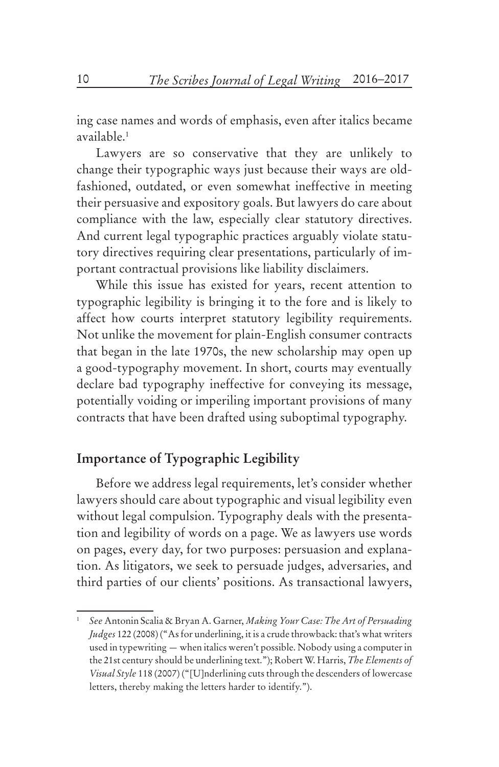ing case names and words of emphasis, even after italics became available.[1]

Lawyers are so conservative that they are unlikely to change their typographic ways just because their ways are old-fashioned, outdated, or even somewhat ineffective in meeting their persuasive and expository goals. But lawyers do care about compliance with the law, especially clear statutory directives. And current legal typographic practices arguably violate statutory directives requiring clear presentations, particularly of important contractual provisions like liability disclaimers.

While this issue has existed for years, recent attention to typographic legibility is bringing it to the fore and is likely to affect how courts interpret statutory legibility requirements. Not unlike the movement for plain-English consumer contracts that began in the late 1970s, the new scholarship may open up a good-typography movement. In short, courts may eventually declare bad typography ineffective for conveying its message, potentially voiding or imperiling important provisions of many contracts that have been drafted using suboptimal typography.

## Importance of Typographic Legibility

Before we address legal requirements, let's consider whether lawyers should care about typographic and visual legibility even without legal compulsion. Typography deals with the presentation and legibility of words on a page. We as lawyers use words on pages, every day, for two purposes: persuasion and explanation. As litigators, we seek to persuade judges, adversaries, and third parties of our clients' positions. As transactional lawyers,

---

[1] *See* Antonin Scalia & Bryan A. Garner, *Making Your Case: The Art of Persuading Judges* 122 (2008) ("As for underlining, it is a crude throwback: that's what writers used in typewriting — when italics weren't possible. Nobody using a computer in the 21st century should be underlining text."); Robert W. Harris, *The Elements of Visual Style* 118 (2007) ("[U]nderlining cuts through the descenders of lowercase letters, thereby making the letters harder to identify.").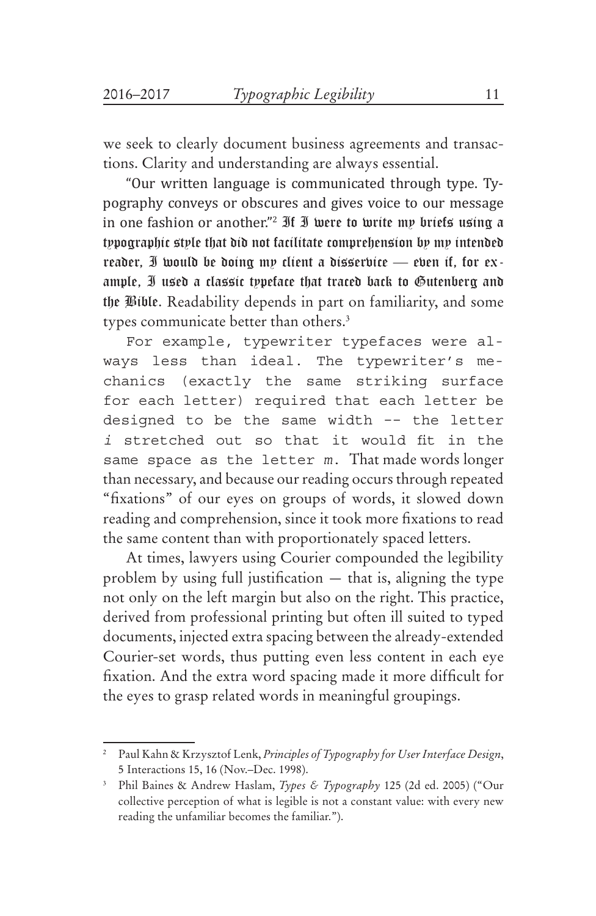we seek to clearly document business agreements and transactions. Clarity and understanding are always essential.

"Our written language is communicated through type. Typography conveys or obscures and gives voice to our message in one fashion or another."[2] If I were to write my briefs using a typographic style that did not facilitate comprehension by my intended reader, I would be doing my client a disservice — even if, for example, I used a classic typeface that traced back to Gutenberg and the Bible. Readability depends in part on familiarity, and some types communicate better than others.[3]

For example, typewriter typefaces were always less than ideal. The typewriter's mechanics (exactly the same striking surface for each letter) required that each letter be designed to be the same width -- the letter *i* stretched out so that it would fit in the same space as the letter *m*. That made words longer than necessary, and because our reading occurs through repeated "fixations" of our eyes on groups of words, it slowed down reading and comprehension, since it took more fixations to read the same content than with proportionately spaced letters.

At times, lawyers using Courier compounded the legibility problem by using full justification — that is, aligning the type not only on the left margin but also on the right. This practice, derived from professional printing but often ill suited to typed documents, injected extra spacing between the already-extended Courier-set words, thus putting even less content in each eye fixation. And the extra word spacing made it more difficult for the eyes to grasp related words in meaningful groupings.

---

[2] Paul Kahn & Krzysztof Lenk, *Principles of Typography for User Interface Design*, 5 Interactions 15, 16 (Nov.–Dec. 1998).

[3] Phil Baines & Andrew Haslam, *Types & Typography* 125 (2d ed. 2005) ("Our collective perception of what is legible is not a constant value: with every new reading the unfamiliar becomes the familiar.").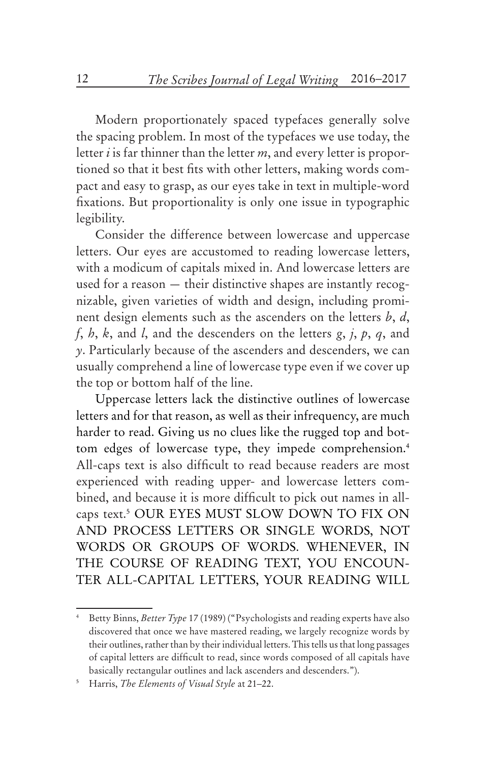Modern proportionately spaced typefaces generally solve the spacing problem. In most of the typefaces we use today, the letter *i* is far thinner than the letter *m*, and every letter is proportioned so that it best fits with other letters, making words compact and easy to grasp, as our eyes take in text in multiple-word fixations. But proportionality is only one issue in typographic legibility.

Consider the difference between lowercase and uppercase letters. Our eyes are accustomed to reading lowercase letters, with a modicum of capitals mixed in. And lowercase letters are used for a reason — their distinctive shapes are instantly recognizable, given varieties of width and design, including prominent design elements such as the ascenders on the letters *b*, *d*, *f*, *h*, *k*, and *l*, and the descenders on the letters *g*, *j*, *p*, *q*, and *y*. Particularly because of the ascenders and descenders, we can usually comprehend a line of lowercase type even if we cover up the top or bottom half of the line.

Uppercase letters lack the distinctive outlines of lowercase letters and for that reason, as well as their infrequency, are much harder to read. Giving us no clues like the rugged top and bottom edges of lowercase type, they impede comprehension.[4] All-caps text is also difficult to read because readers are most experienced with reading upper- and lowercase letters combined, and because it is more difficult to pick out names in all-caps text.[5] OUR EYES MUST SLOW DOWN TO FIX ON AND PROCESS LETTERS OR SINGLE WORDS, NOT WORDS OR GROUPS OF WORDS. WHENEVER, IN THE COURSE OF READING TEXT, YOU ENCOUNTER ALL-CAPITAL LETTERS, YOUR READING WILL

---

[4] Betty Binns, *Better Type* 17 (1989) ("Psychologists and reading experts have also discovered that once we have mastered reading, we largely recognize words by their outlines, rather than by their individual letters. This tells us that long passages of capital letters are difficult to read, since words composed of all capitals have basically rectangular outlines and lack ascenders and descenders.").

[5] Harris, *The Elements of Visual Style* at 21–22.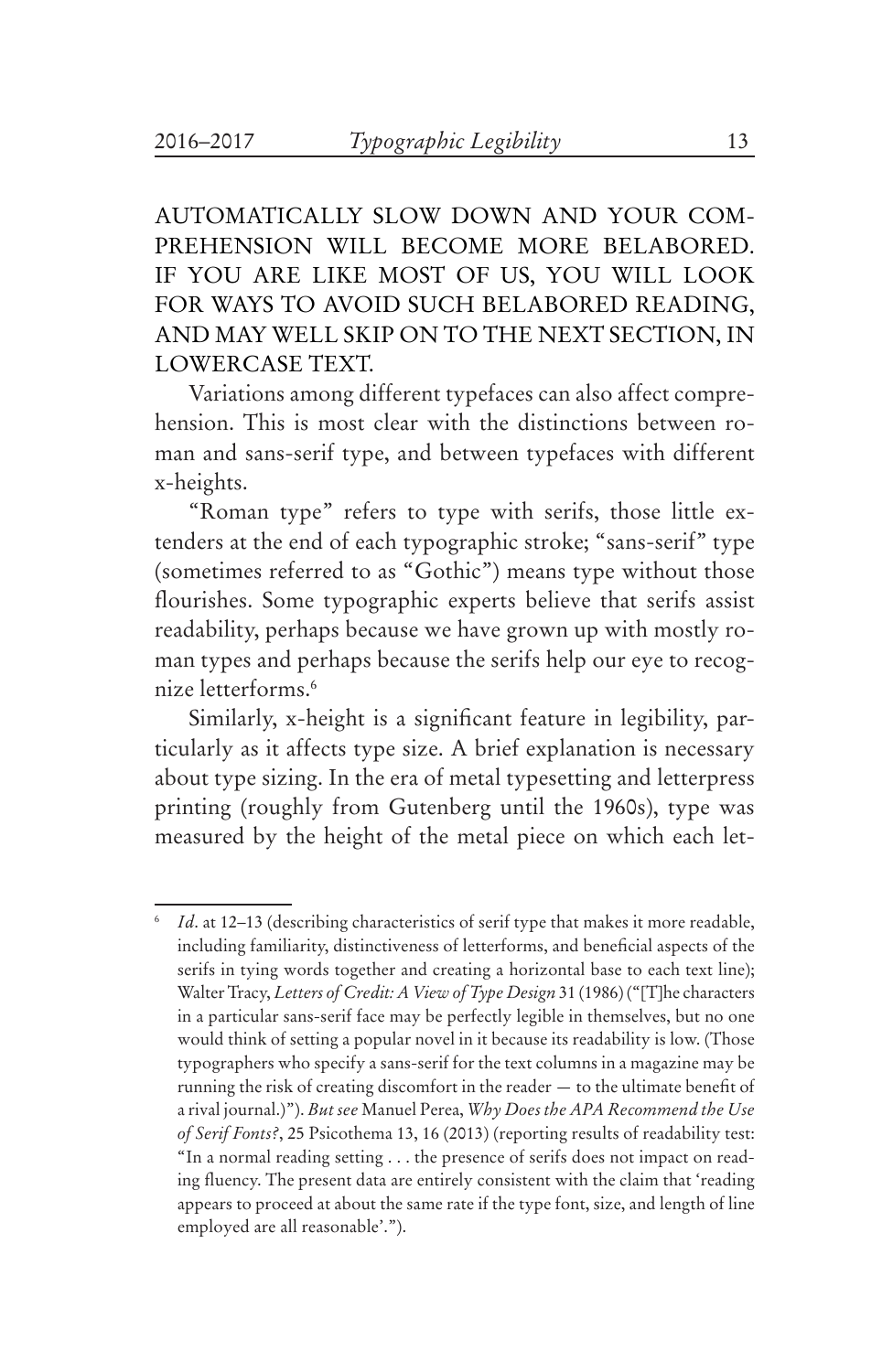AUTOMATICALLY SLOW DOWN AND YOUR COMPREHENSION WILL BECOME MORE BELABORED. IF YOU ARE LIKE MOST OF US, YOU WILL LOOK FOR WAYS TO AVOID SUCH BELABORED READING, AND MAY WELL SKIP ON TO THE NEXT SECTION, IN LOWERCASE TEXT.

Variations among different typefaces can also affect comprehension. This is most clear with the distinctions between roman and sans-serif type, and between typefaces with different x-heights.

"Roman type" refers to type with serifs, those little extenders at the end of each typographic stroke; "sans-serif" type (sometimes referred to as "Gothic") means type without those flourishes. Some typographic experts believe that serifs assist readability, perhaps because we have grown up with mostly roman types and perhaps because the serifs help our eye to recognize letterforms.[6]

Similarly, x-height is a significant feature in legibility, particularly as it affects type size. A brief explanation is necessary about type sizing. In the era of metal typesetting and letterpress printing (roughly from Gutenberg until the 1960s), type was measured by the height of the metal piece on which each let-

---

[6] *Id*. at 12–13 (describing characteristics of serif type that makes it more readable, including familiarity, distinctiveness of letterforms, and beneficial aspects of the serifs in tying words together and creating a horizontal base to each text line); Walter Tracy, *Letters of Credit: A View of Type Design* 31 (1986) ("[T]he characters in a particular sans-serif face may be perfectly legible in themselves, but no one would think of setting a popular novel in it because its readability is low. (Those typographers who specify a sans-serif for the text columns in a magazine may be running the risk of creating discomfort in the reader — to the ultimate benefit of a rival journal.)"). *But see* Manuel Perea, *Why Does the APA Recommend the Use of Serif Fonts?*, 25 Psicothema 13, 16 (2013) (reporting results of readability test: "In a normal reading setting . . . the presence of serifs does not impact on reading fluency. The present data are entirely consistent with the claim that 'reading appears to proceed at about the same rate if the type font, size, and length of line employed are all reasonable'.").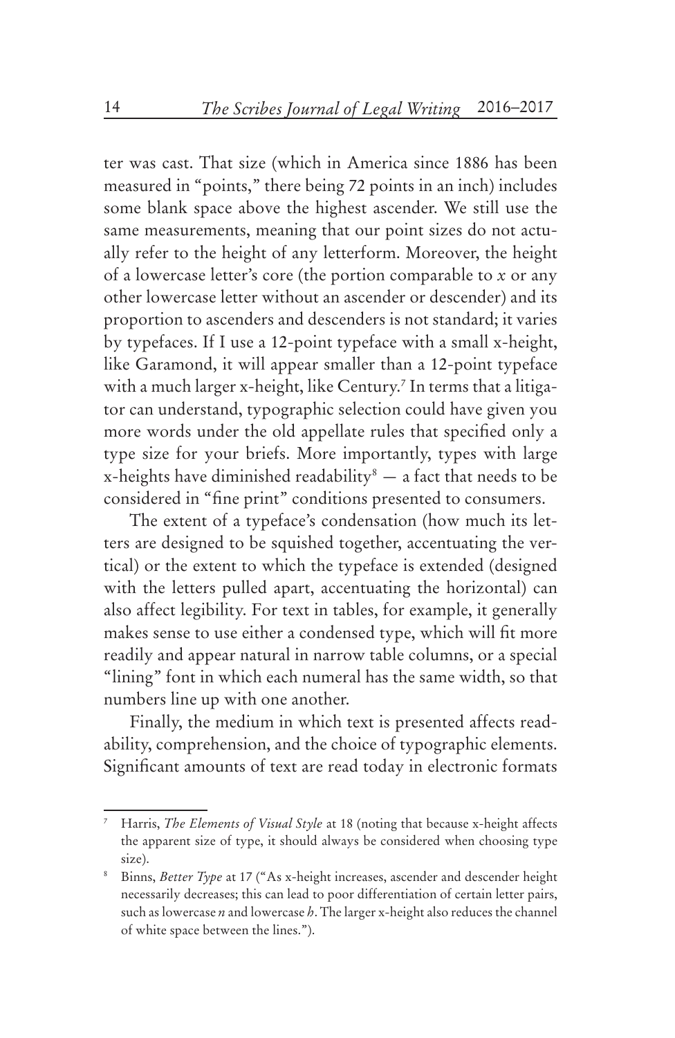ter was cast. That size (which in America since 1886 has been measured in "points," there being 72 points in an inch) includes some blank space above the highest ascender. We still use the same measurements, meaning that our point sizes do not actually refer to the height of any letterform. Moreover, the height of a lowercase letter's core (the portion comparable to *x* or any other lowercase letter without an ascender or descender) and its proportion to ascenders and descenders is not standard; it varies by typefaces. If I use a 12-point typeface with a small x-height, like Garamond, it will appear smaller than a 12-point typeface with a much larger x-height, like Century.[7] In terms that a litigator can understand, typographic selection could have given you more words under the old appellate rules that specified only a type size for your briefs. More importantly, types with large x-heights have diminished readability[8] — a fact that needs to be considered in "fine print" conditions presented to consumers.

The extent of a typeface's condensation (how much its letters are designed to be squished together, accentuating the vertical) or the extent to which the typeface is extended (designed with the letters pulled apart, accentuating the horizontal) can also affect legibility. For text in tables, for example, it generally makes sense to use either a condensed type, which will fit more readily and appear natural in narrow table columns, or a special "lining" font in which each numeral has the same width, so that numbers line up with one another.

Finally, the medium in which text is presented affects readability, comprehension, and the choice of typographic elements. Significant amounts of text are read today in electronic formats

---

[7] Harris, *The Elements of Visual Style* at 18 (noting that because x-height affects the apparent size of type, it should always be considered when choosing type size).

[8] Binns, *Better Type* at 17 ("As x-height increases, ascender and descender height necessarily decreases; this can lead to poor differentiation of certain letter pairs, such as lowercase *n* and lowercase *h*. The larger x-height also reduces the channel of white space between the lines.").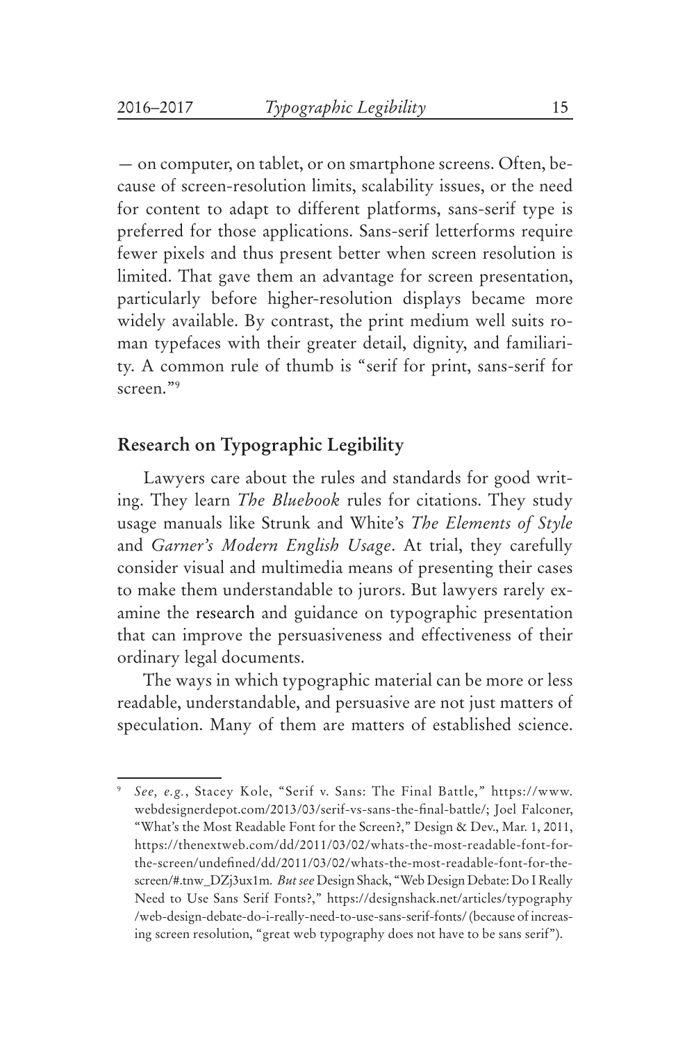— on computer, on tablet, or on smartphone screens. Often, because of screen-resolution limits, scalability issues, or the need for content to adapt to different platforms, sans-serif type is preferred for those applications. Sans-serif letterforms require fewer pixels and thus present better when screen resolution is limited. That gave them an advantage for screen presentation, particularly before higher-resolution displays became more widely available. By contrast, the print medium well suits roman typefaces with their greater detail, dignity, and familiarity. A common rule of thumb is "serif for print, sans-serif for screen."[9]

## Research on Typographic Legibility

Lawyers care about the rules and standards for good writing. They learn *The Bluebook* rules for citations. They study usage manuals like Strunk and White's *The Elements of Style* and *Garner's Modern English Usage*. At trial, they carefully consider visual and multimedia means of presenting their cases to make them understandable to jurors. But lawyers rarely examine the research and guidance on typographic presentation that can improve the persuasiveness and effectiveness of their ordinary legal documents.

The ways in which typographic material can be more or less readable, understandable, and persuasive are not just matters of speculation. Many of them are matters of established science.

---

[9] *See, e.g.*, Stacey Kole, "Serif v. Sans: The Final Battle," https://www.webdesignerdepot.com/2013/03/serif-vs-sans-the-final-battle/; Joel Falconer, "What's the Most Readable Font for the Screen?," Design & Dev., Mar. 1, 2011, https://thenextweb.com/dd/2011/03/02/whats-the-most-readable-font-for-the-screen/undefined/dd/2011/03/02/whats-the-most-readable-font-for-the-screen/#.tnw_DZj3ux1m. *But see* Design Shack, "Web Design Debate: Do I Really Need to Use Sans Serif Fonts?," https://designshack.net/articles/typography/web-design-debate-do-i-really-need-to-use-sans-serif-fonts/ (because of increasing screen resolution, "great web typography does not have to be sans serif").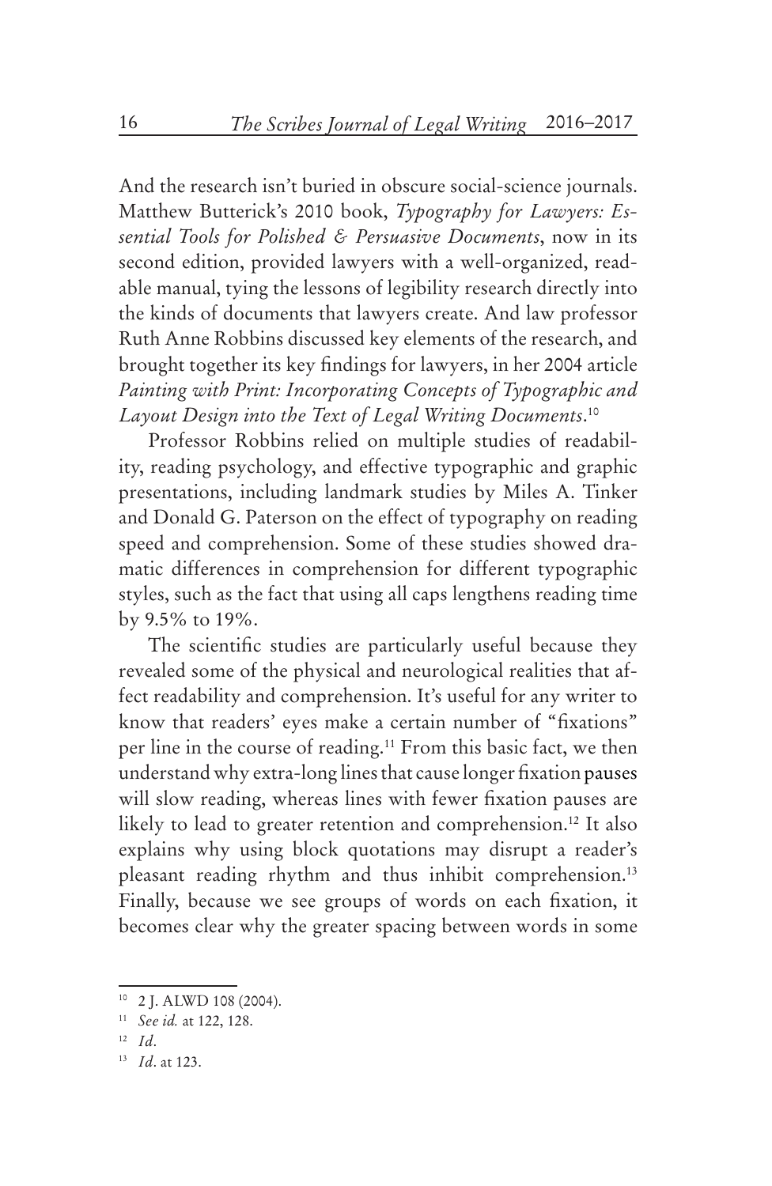And the research isn't buried in obscure social-science journals. Matthew Butterick's 2010 book, *Typography for Lawyers: Essential Tools for Polished & Persuasive Documents*, now in its second edition, provided lawyers with a well-organized, readable manual, tying the lessons of legibility research directly into the kinds of documents that lawyers create. And law professor Ruth Anne Robbins discussed key elements of the research, and brought together its key findings for lawyers, in her 2004 article *Painting with Print: Incorporating Concepts of Typographic and Layout Design into the Text of Legal Writing Documents*.[10]

Professor Robbins relied on multiple studies of readability, reading psychology, and effective typographic and graphic presentations, including landmark studies by Miles A. Tinker and Donald G. Paterson on the effect of typography on reading speed and comprehension. Some of these studies showed dramatic differences in comprehension for different typographic styles, such as the fact that using all caps lengthens reading time by 9.5% to 19%.

The scientific studies are particularly useful because they revealed some of the physical and neurological realities that affect readability and comprehension. It's useful for any writer to know that readers' eyes make a certain number of "fixations" per line in the course of reading.[11] From this basic fact, we then understand why extra-long lines that cause longer fixation pauses will slow reading, whereas lines with fewer fixation pauses are likely to lead to greater retention and comprehension.[12] It also explains why using block quotations may disrupt a reader's pleasant reading rhythm and thus inhibit comprehension.[13] Finally, because we see groups of words on each fixation, it becomes clear why the greater spacing between words in some

---

[10] 2 J. ALWD 108 (2004).

[11] *See id.* at 122, 128.

[12] *Id*.

[13] *Id*. at 123.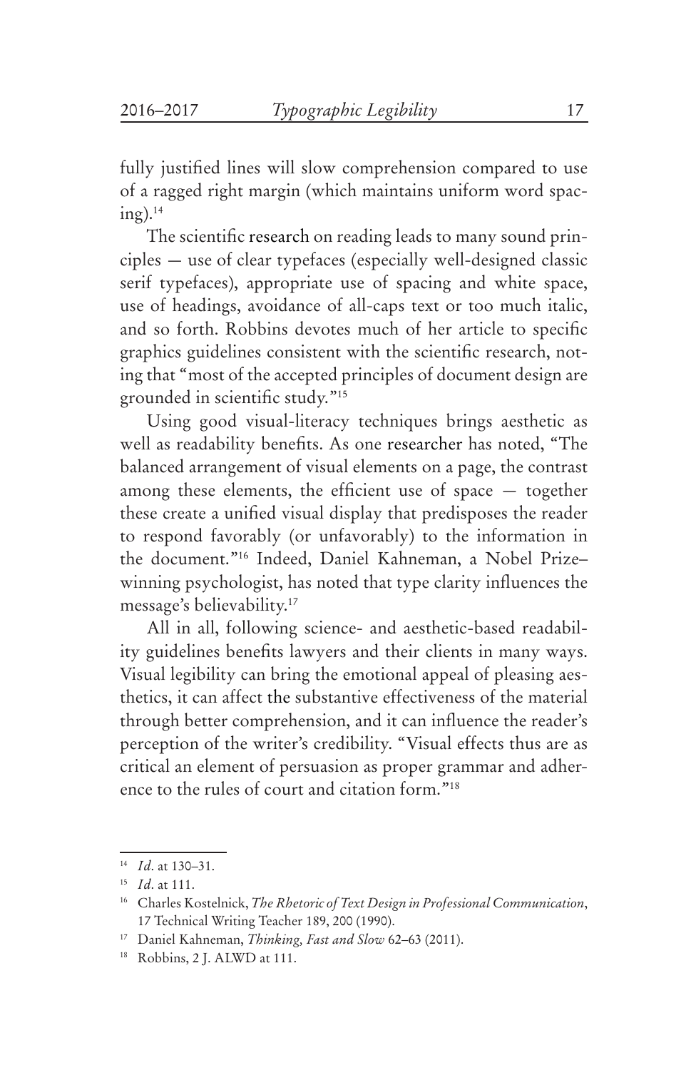fully justified lines will slow comprehension compared to use of a ragged right margin (which maintains uniform word spacing).[14]

The scientific research on reading leads to many sound principles — use of clear typefaces (especially well-designed classic serif typefaces), appropriate use of spacing and white space, use of headings, avoidance of all-caps text or too much italic, and so forth. Robbins devotes much of her article to specific graphics guidelines consistent with the scientific research, noting that "most of the accepted principles of document design are grounded in scientific study."[15]

Using good visual-literacy techniques brings aesthetic as well as readability benefits. As one researcher has noted, "The balanced arrangement of visual elements on a page, the contrast among these elements, the efficient use of space — together these create a unified visual display that predisposes the reader to respond favorably (or unfavorably) to the information in the document."[16] Indeed, Daniel Kahneman, a Nobel Prize–winning psychologist, has noted that type clarity influences the message's believability.[17]

All in all, following science- and aesthetic-based readability guidelines benefits lawyers and their clients in many ways. Visual legibility can bring the emotional appeal of pleasing aesthetics, it can affect the substantive effectiveness of the material through better comprehension, and it can influence the reader's perception of the writer's credibility. "Visual effects thus are as critical an element of persuasion as proper grammar and adherence to the rules of court and citation form."[18]

---

[14] *Id.* at 130–31.

[15] *Id.* at 111.

[16] Charles Kostelnick, *The Rhetoric of Text Design in Professional Communication*, 17 Technical Writing Teacher 189, 200 (1990).

[17] Daniel Kahneman, *Thinking, Fast and Slow* 62–63 (2011).

[18] Robbins, 2 J. ALWD at 111.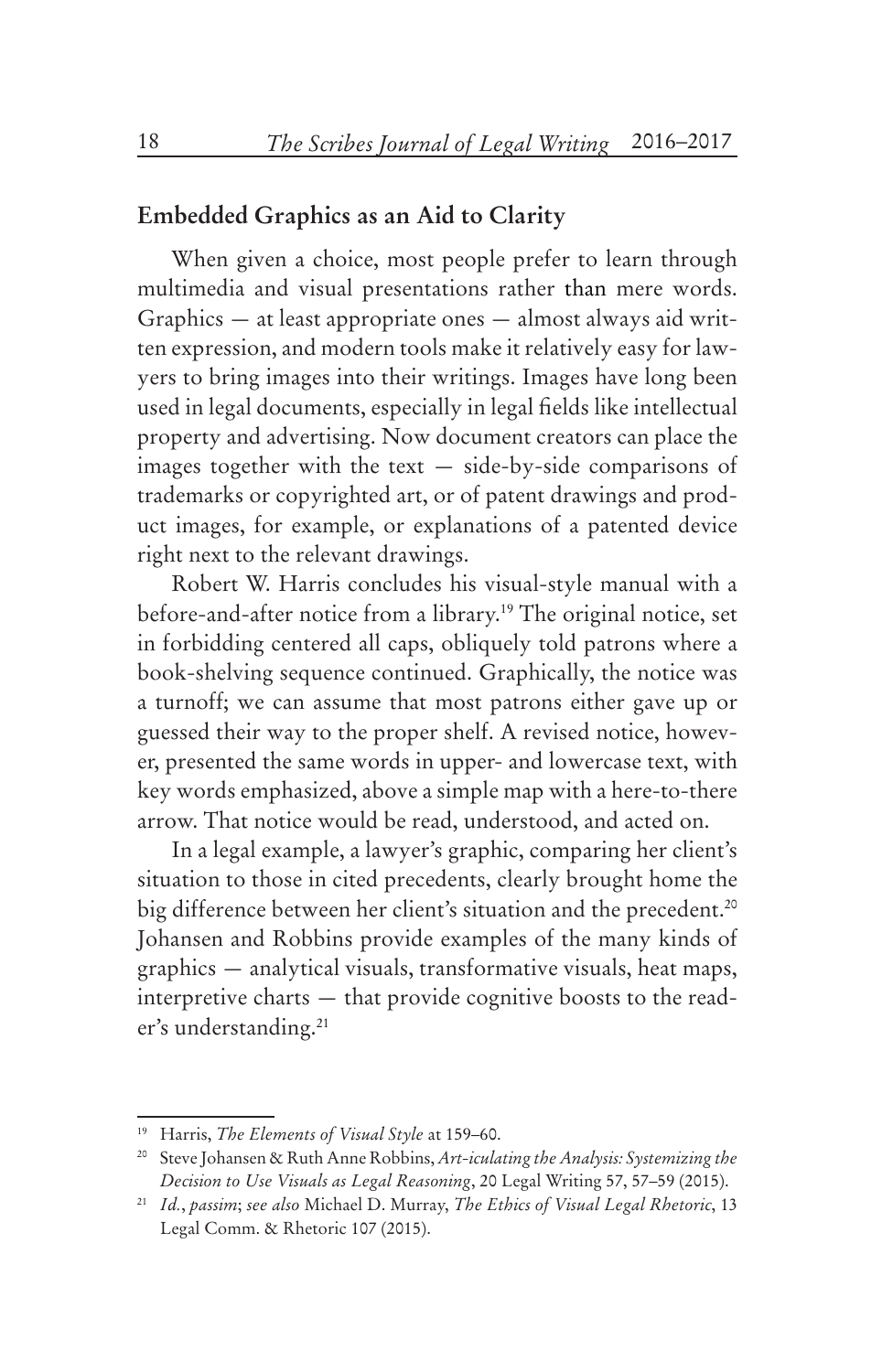## Embedded Graphics as an Aid to Clarity

When given a choice, most people prefer to learn through multimedia and visual presentations rather than mere words. Graphics — at least appropriate ones — almost always aid written expression, and modern tools make it relatively easy for lawyers to bring images into their writings. Images have long been used in legal documents, especially in legal fields like intellectual property and advertising. Now document creators can place the images together with the text — side-by-side comparisons of trademarks or copyrighted art, or of patent drawings and product images, for example, or explanations of a patented device right next to the relevant drawings.

Robert W. Harris concludes his visual-style manual with a before-and-after notice from a library.[19] The original notice, set in forbidding centered all caps, obliquely told patrons where a book-shelving sequence continued. Graphically, the notice was a turnoff; we can assume that most patrons either gave up or guessed their way to the proper shelf. A revised notice, however, presented the same words in upper- and lowercase text, with key words emphasized, above a simple map with a here-to-there arrow. That notice would be read, understood, and acted on.

In a legal example, a lawyer's graphic, comparing her client's situation to those in cited precedents, clearly brought home the big difference between her client's situation and the precedent.[20] Johansen and Robbins provide examples of the many kinds of graphics — analytical visuals, transformative visuals, heat maps, interpretive charts — that provide cognitive boosts to the reader's understanding.[21]

---

[19] Harris, *The Elements of Visual Style* at 159–60.

[20] Steve Johansen & Ruth Anne Robbins, *Art-iculating the Analysis: Systemizing the Decision to Use Visuals as Legal Reasoning*, 20 Legal Writing 57, 57–59 (2015).

[21] *Id.*, *passim*; *see also* Michael D. Murray, *The Ethics of Visual Legal Rhetoric*, 13 Legal Comm. & Rhetoric 107 (2015).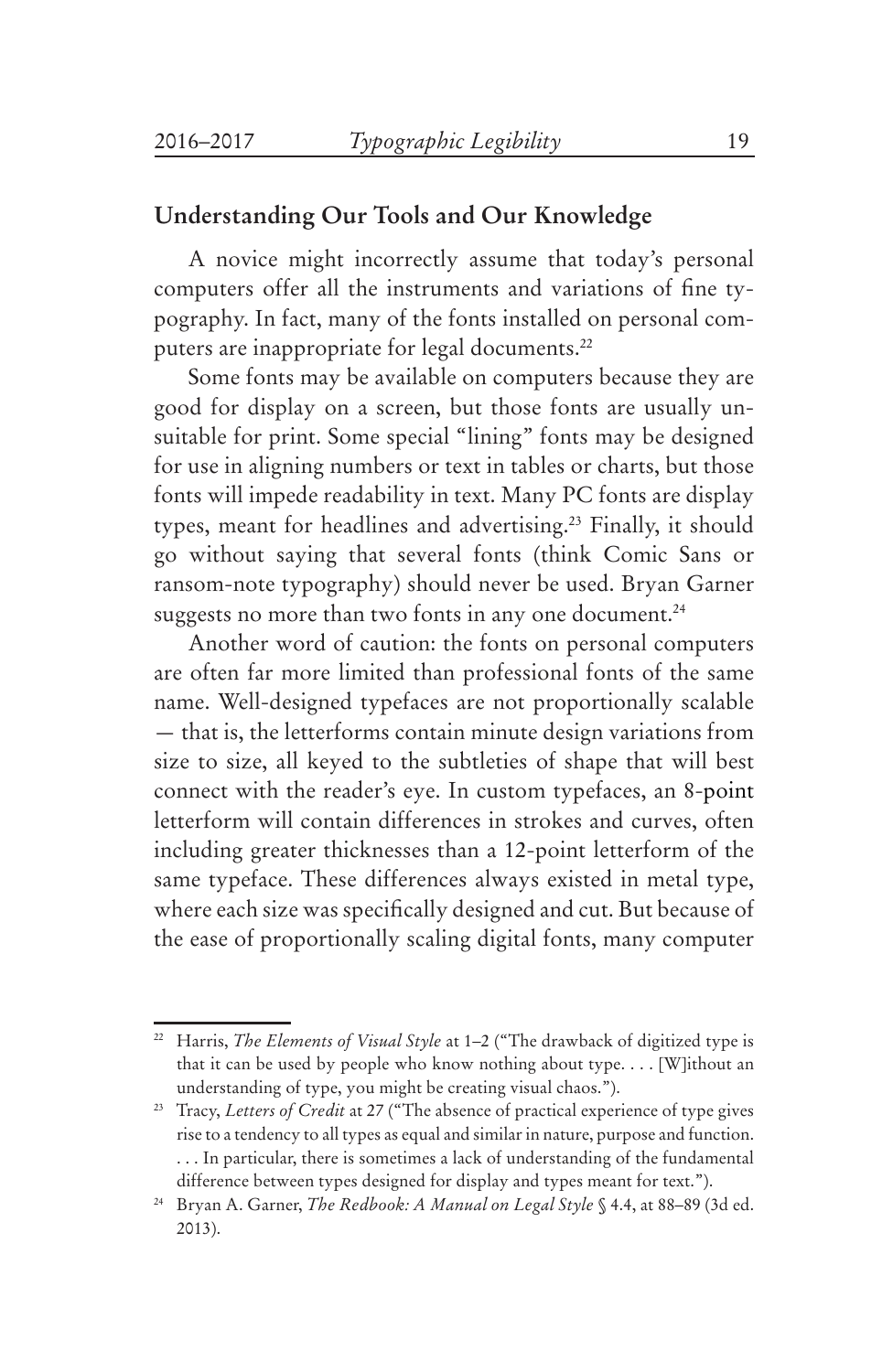## Understanding Our Tools and Our Knowledge

A novice might incorrectly assume that today's personal computers offer all the instruments and variations of fine typography. In fact, many of the fonts installed on personal computers are inappropriate for legal documents.[22]

Some fonts may be available on computers because they are good for display on a screen, but those fonts are usually unsuitable for print. Some special "lining" fonts may be designed for use in aligning numbers or text in tables or charts, but those fonts will impede readability in text. Many PC fonts are display types, meant for headlines and advertising.[23] Finally, it should go without saying that several fonts (think Comic Sans or ransom-note typography) should never be used. Bryan Garner suggests no more than two fonts in any one document.[24]

Another word of caution: the fonts on personal computers are often far more limited than professional fonts of the same name. Well-designed typefaces are not proportionally scalable — that is, the letterforms contain minute design variations from size to size, all keyed to the subtleties of shape that will best connect with the reader's eye. In custom typefaces, an 8-point letterform will contain differences in strokes and curves, often including greater thicknesses than a 12-point letterform of the same typeface. These differences always existed in metal type, where each size was specifically designed and cut. But because of the ease of proportionally scaling digital fonts, many computer

---

[22] Harris, *The Elements of Visual Style* at 1–2 ("The drawback of digitized type is that it can be used by people who know nothing about type. . . . [W]ithout an understanding of type, you might be creating visual chaos.").

[23] Tracy, *Letters of Credit* at 27 ("The absence of practical experience of type gives rise to a tendency to all types as equal and similar in nature, purpose and function. . . . In particular, there is sometimes a lack of understanding of the fundamental difference between types designed for display and types meant for text.").

[24] Bryan A. Garner, *The Redbook: A Manual on Legal Style* § 4.4, at 88–89 (3d ed. 2013).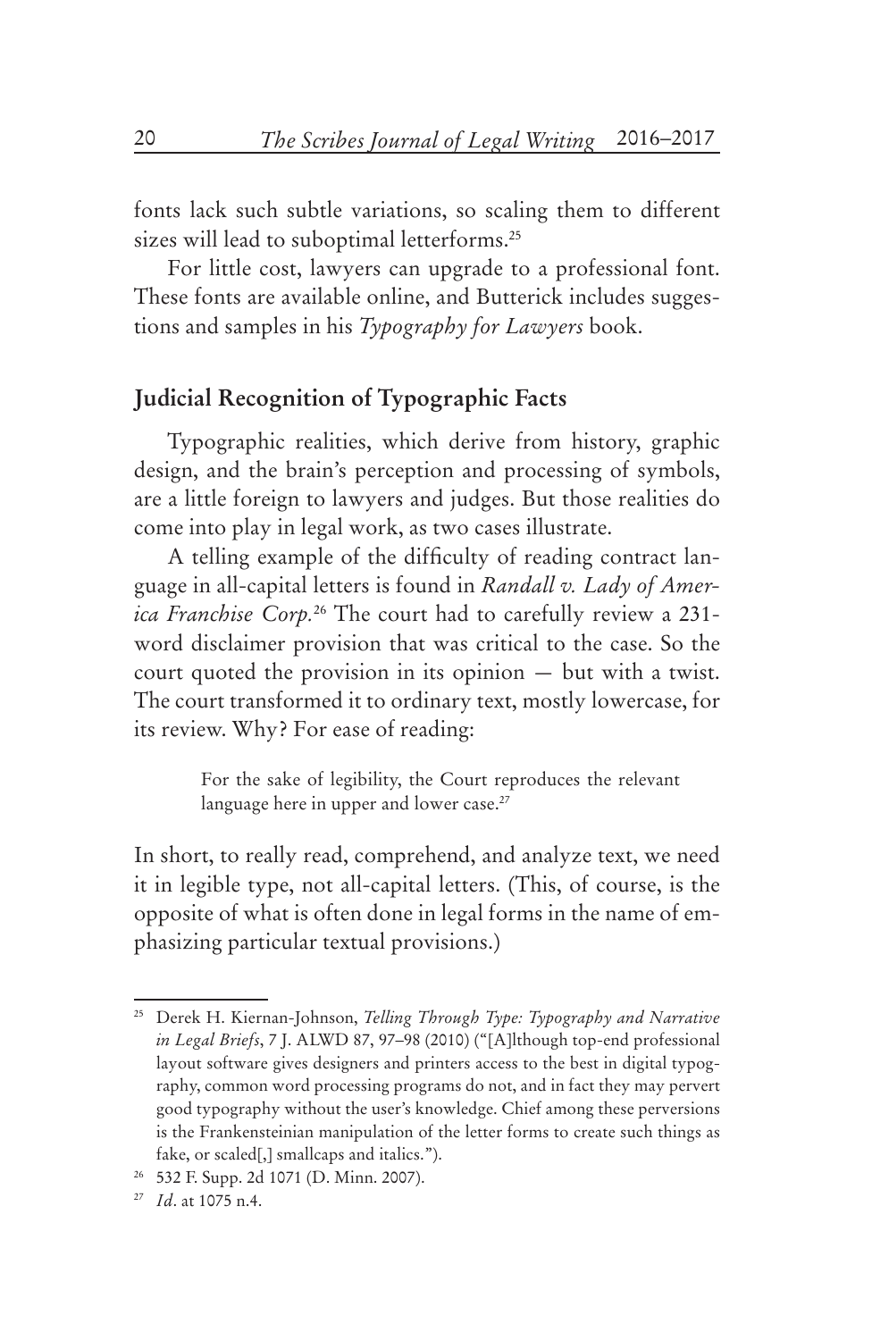fonts lack such subtle variations, so scaling them to different sizes will lead to suboptimal letterforms.[25]

For little cost, lawyers can upgrade to a professional font. These fonts are available online, and Butterick includes suggestions and samples in his *Typography for Lawyers* book.

## Judicial Recognition of Typographic Facts

Typographic realities, which derive from history, graphic design, and the brain's perception and processing of symbols, are a little foreign to lawyers and judges. But those realities do come into play in legal work, as two cases illustrate.

A telling example of the difficulty of reading contract language in all-capital letters is found in *Randall v. Lady of America Franchise Corp.*[26] The court had to carefully review a 231-word disclaimer provision that was critical to the case. So the court quoted the provision in its opinion — but with a twist. The court transformed it to ordinary text, mostly lowercase, for its review. Why? For ease of reading:

> For the sake of legibility, the Court reproduces the relevant language here in upper and lower case.[27]

In short, to really read, comprehend, and analyze text, we need it in legible type, not all-capital letters. (This, of course, is the opposite of what is often done in legal forms in the name of emphasizing particular textual provisions.)

---

[25] Derek H. Kiernan-Johnson, *Telling Through Type: Typography and Narrative in Legal Briefs*, 7 J. ALWD 87, 97–98 (2010) ("[A]lthough top-end professional layout software gives designers and printers access to the best in digital typography, common word processing programs do not, and in fact they may pervert good typography without the user's knowledge. Chief among these perversions is the Frankensteinian manipulation of the letter forms to create such things as fake, or scaled[,] smallcaps and italics.").

[26] 532 F. Supp. 2d 1071 (D. Minn. 2007).

[27] *Id*. at 1075 n.4.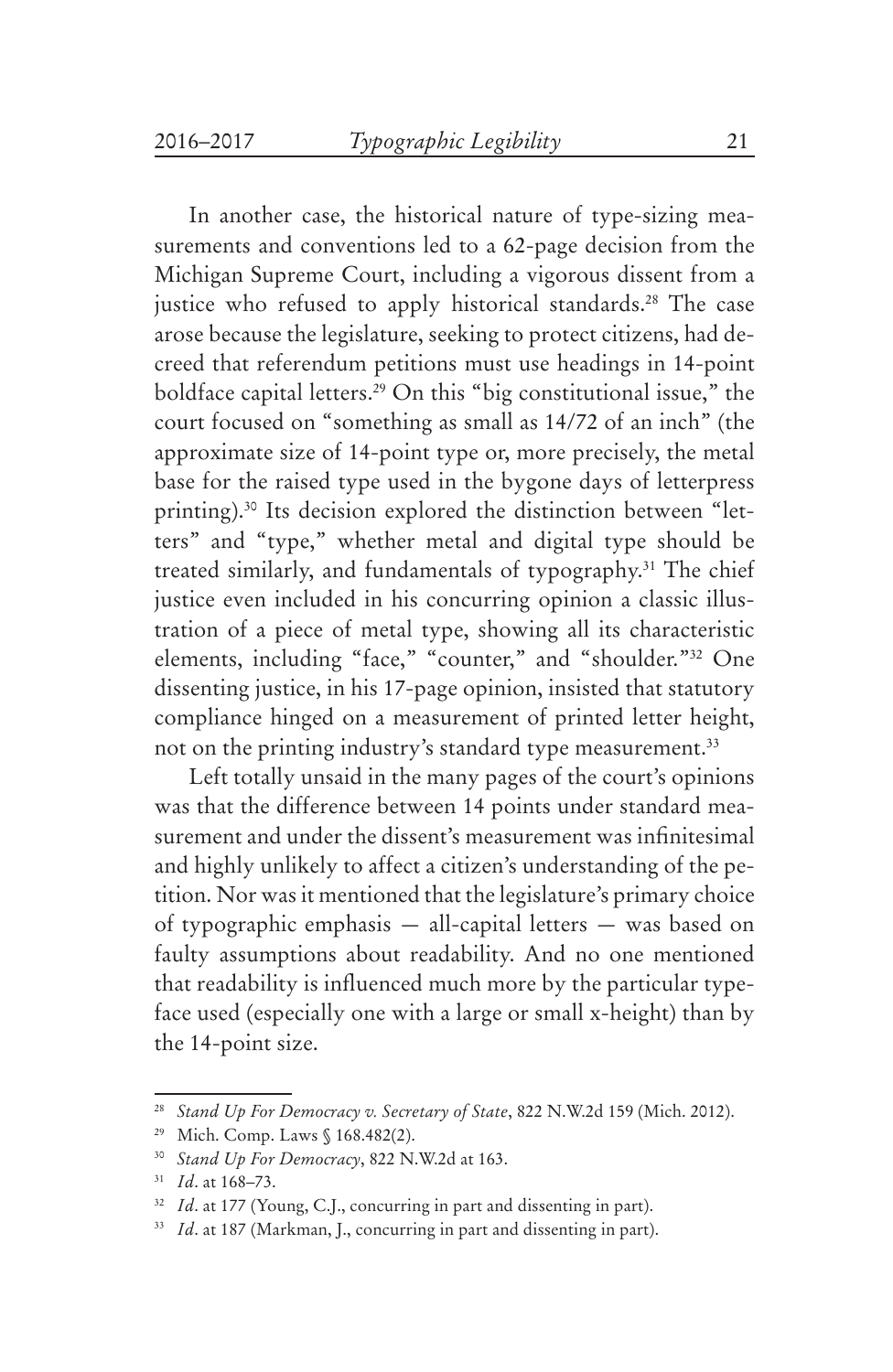In another case, the historical nature of type-sizing measurements and conventions led to a 62-page decision from the Michigan Supreme Court, including a vigorous dissent from a justice who refused to apply historical standards.[28] The case arose because the legislature, seeking to protect citizens, had decreed that referendum petitions must use headings in 14-point boldface capital letters.[29] On this "big constitutional issue," the court focused on "something as small as 14/72 of an inch" (the approximate size of 14-point type or, more precisely, the metal base for the raised type used in the bygone days of letterpress printing).[30] Its decision explored the distinction between "letters" and "type," whether metal and digital type should be treated similarly, and fundamentals of typography.[31] The chief justice even included in his concurring opinion a classic illustration of a piece of metal type, showing all its characteristic elements, including "face," "counter," and "shoulder."[32] One dissenting justice, in his 17-page opinion, insisted that statutory compliance hinged on a measurement of printed letter height, not on the printing industry's standard type measurement.[33]

Left totally unsaid in the many pages of the court's opinions was that the difference between 14 points under standard measurement and under the dissent's measurement was infinitesimal and highly unlikely to affect a citizen's understanding of the petition. Nor was it mentioned that the legislature's primary choice of typographic emphasis — all-capital letters — was based on faulty assumptions about readability. And no one mentioned that readability is influenced much more by the particular typeface used (especially one with a large or small x-height) than by the 14-point size.

---

[28] *Stand Up For Democracy v. Secretary of State*, 822 N.W.2d 159 (Mich. 2012).

[29] Mich. Comp. Laws § 168.482(2).

[30] *Stand Up For Democracy*, 822 N.W.2d at 163.

[31] *Id*. at 168–73.

[32] *Id*. at 177 (Young, C.J., concurring in part and dissenting in part).

[33] *Id*. at 187 (Markman, J., concurring in part and dissenting in part).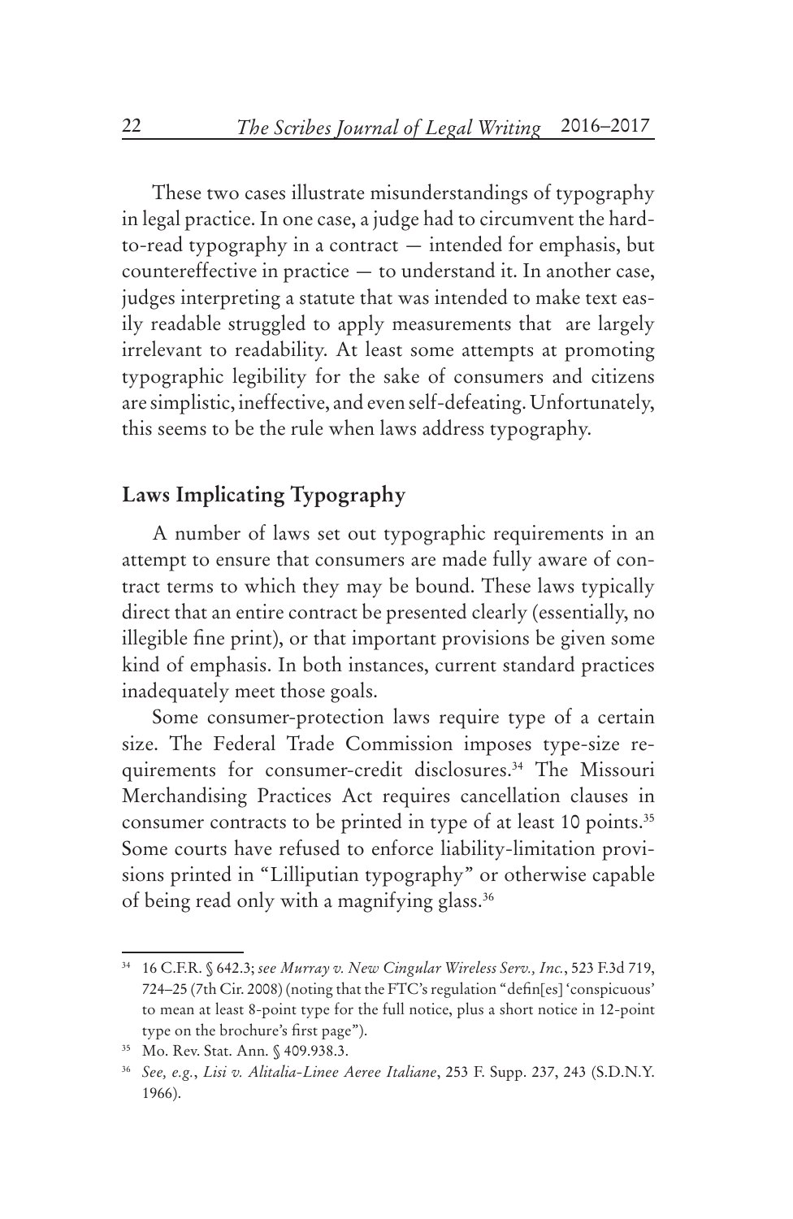These two cases illustrate misunderstandings of typography in legal practice. In one case, a judge had to circumvent the hard-to-read typography in a contract — intended for emphasis, but countereffective in practice — to understand it. In another case, judges interpreting a statute that was intended to make text easily readable struggled to apply measurements that are largely irrelevant to readability. At least some attempts at promoting typographic legibility for the sake of consumers and citizens are simplistic, ineffective, and even self-defeating. Unfortunately, this seems to be the rule when laws address typography.

## Laws Implicating Typography

A number of laws set out typographic requirements in an attempt to ensure that consumers are made fully aware of contract terms to which they may be bound. These laws typically direct that an entire contract be presented clearly (essentially, no illegible fine print), or that important provisions be given some kind of emphasis. In both instances, current standard practices inadequately meet those goals.

Some consumer-protection laws require type of a certain size. The Federal Trade Commission imposes type-size requirements for consumer-credit disclosures.[34] The Missouri Merchandising Practices Act requires cancellation clauses in consumer contracts to be printed in type of at least 10 points.[35] Some courts have refused to enforce liability-limitation provisions printed in "Lilliputian typography" or otherwise capable of being read only with a magnifying glass.[36]

---

[34] 16 C.F.R. § 642.3; *see Murray v. New Cingular Wireless Serv., Inc.*, 523 F.3d 719, 724–25 (7th Cir. 2008) (noting that the FTC's regulation "defin[es] 'conspicuous' to mean at least 8-point type for the full notice, plus a short notice in 12-point type on the brochure's first page").

[35] Mo. Rev. Stat. Ann. § 409.938.3.

[36] *See, e.g.*, *Lisi v. Alitalia-Linee Aeree Italiane*, 253 F. Supp. 237, 243 (S.D.N.Y. 1966).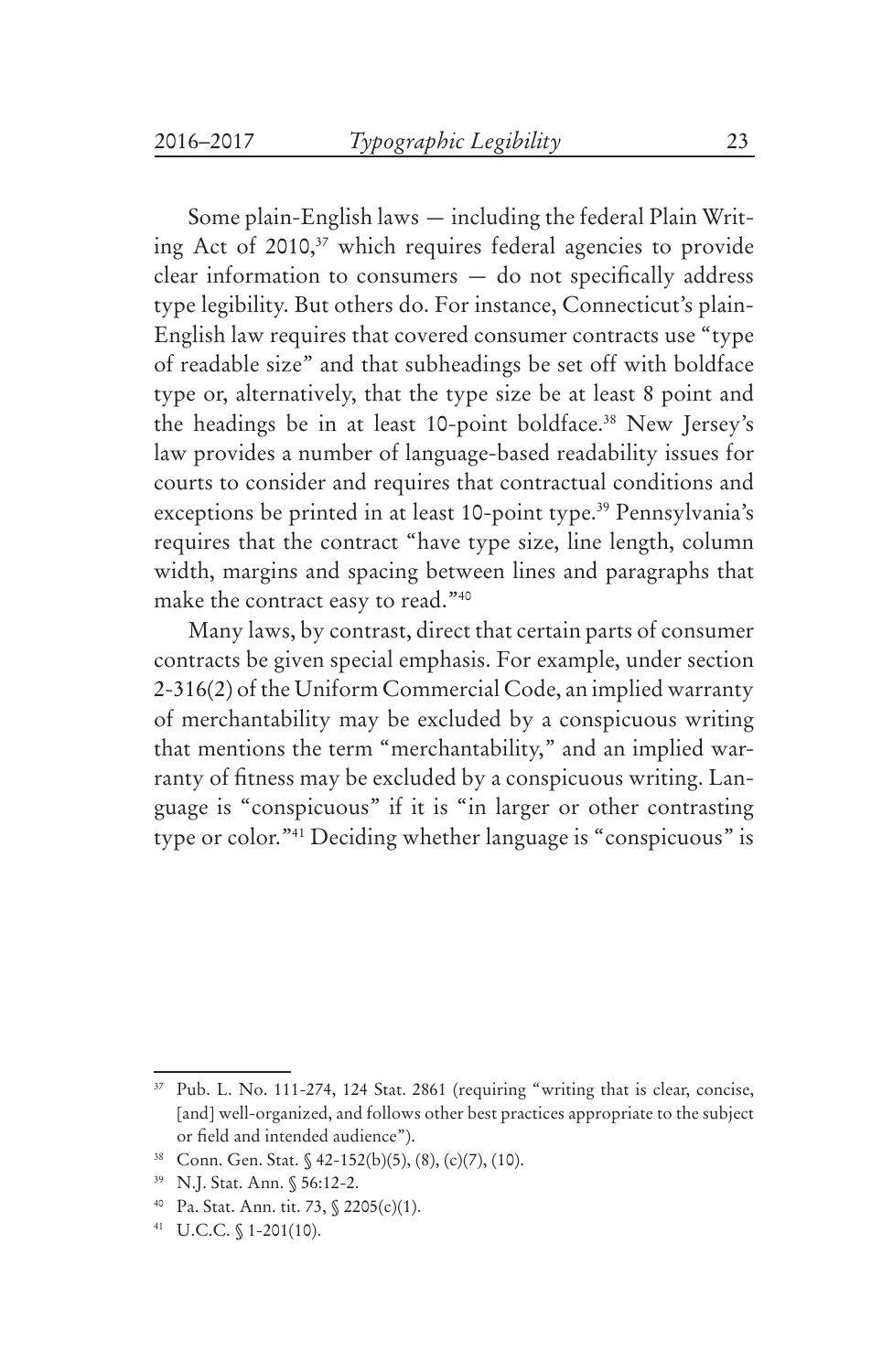Some plain-English laws — including the federal Plain Writing Act of 2010,[37] which requires federal agencies to provide clear information to consumers — do not specifically address type legibility. But others do. For instance, Connecticut's plain-English law requires that covered consumer contracts use "type of readable size" and that subheadings be set off with boldface type or, alternatively, that the type size be at least 8 point and the headings be in at least 10-point boldface.[38] New Jersey's law provides a number of language-based readability issues for courts to consider and requires that contractual conditions and exceptions be printed in at least 10-point type.[39] Pennsylvania's requires that the contract "have type size, line length, column width, margins and spacing between lines and paragraphs that make the contract easy to read."[40]

Many laws, by contrast, direct that certain parts of consumer contracts be given special emphasis. For example, under section 2-316(2) of the Uniform Commercial Code, an implied warranty of merchantability may be excluded by a conspicuous writing that mentions the term "merchantability," and an implied warranty of fitness may be excluded by a conspicuous writing. Language is "conspicuous" if it is "in larger or other contrasting type or color."[41] Deciding whether language is "conspicuous" is

---

[37] Pub. L. No. 111-274, 124 Stat. 2861 (requiring "writing that is clear, concise, [and] well-organized, and follows other best practices appropriate to the subject or field and intended audience").

[38] Conn. Gen. Stat. § 42-152(b)(5), (8), (c)(7), (10).

[39] N.J. Stat. Ann. § 56:12-2.

[40] Pa. Stat. Ann. tit. 73, § 2205(c)(1).

[41] U.C.C. § 1-201(10).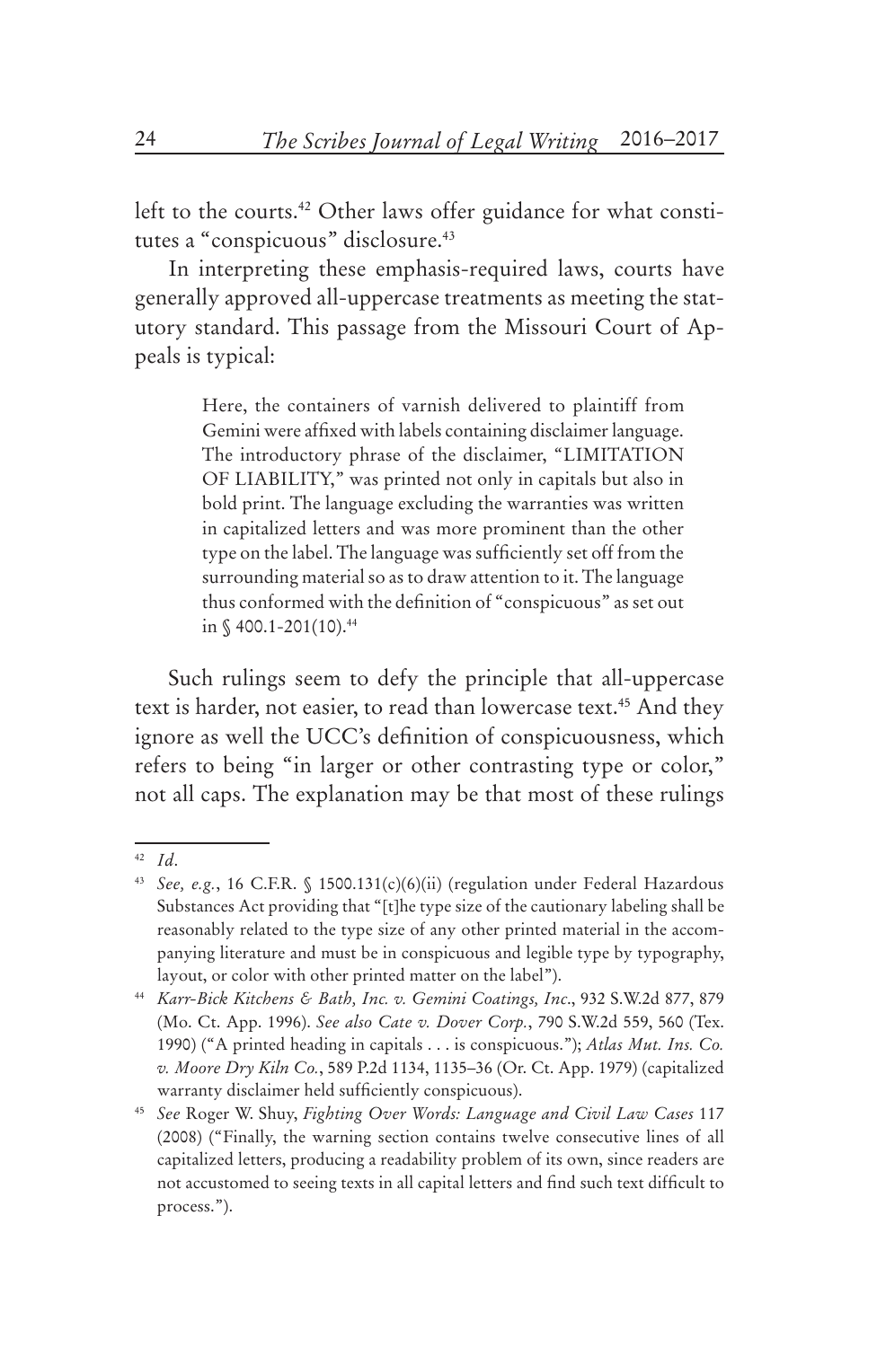left to the courts.[42] Other laws offer guidance for what constitutes a "conspicuous" disclosure.[43]

In interpreting these emphasis-required laws, courts have generally approved all-uppercase treatments as meeting the statutory standard. This passage from the Missouri Court of Appeals is typical:

> Here, the containers of varnish delivered to plaintiff from Gemini were affixed with labels containing disclaimer language. The introductory phrase of the disclaimer, "LIMITATION OF LIABILITY," was printed not only in capitals but also in bold print. The language excluding the warranties was written in capitalized letters and was more prominent than the other type on the label. The language was sufficiently set off from the surrounding material so as to draw attention to it. The language thus conformed with the definition of "conspicuous" as set out in § 400.1-201(10).[44]

Such rulings seem to defy the principle that all-uppercase text is harder, not easier, to read than lowercase text.[45] And they ignore as well the UCC's definition of conspicuousness, which refers to being "in larger or other contrasting type or color," not all caps. The explanation may be that most of these rulings

---

[42] *Id.*

[43] *See, e.g.*, 16 C.F.R. § 1500.131(c)(6)(ii) (regulation under Federal Hazardous Substances Act providing that "[t]he type size of the cautionary labeling shall be reasonably related to the type size of any other printed material in the accompanying literature and must be in conspicuous and legible type by typography, layout, or color with other printed matter on the label").

[44] *Karr-Bick Kitchens & Bath, Inc. v. Gemini Coatings, Inc.*, 932 S.W.2d 877, 879 (Mo. Ct. App. 1996). *See also Cate v. Dover Corp.*, 790 S.W.2d 559, 560 (Tex. 1990) ("A printed heading in capitals . . . is conspicuous."); *Atlas Mut. Ins. Co. v. Moore Dry Kiln Co.*, 589 P.2d 1134, 1135–36 (Or. Ct. App. 1979) (capitalized warranty disclaimer held sufficiently conspicuous).

[45] *See* Roger W. Shuy, *Fighting Over Words: Language and Civil Law Cases* 117 (2008) ("Finally, the warning section contains twelve consecutive lines of all capitalized letters, producing a readability problem of its own, since readers are not accustomed to seeing texts in all capital letters and find such text difficult to process.").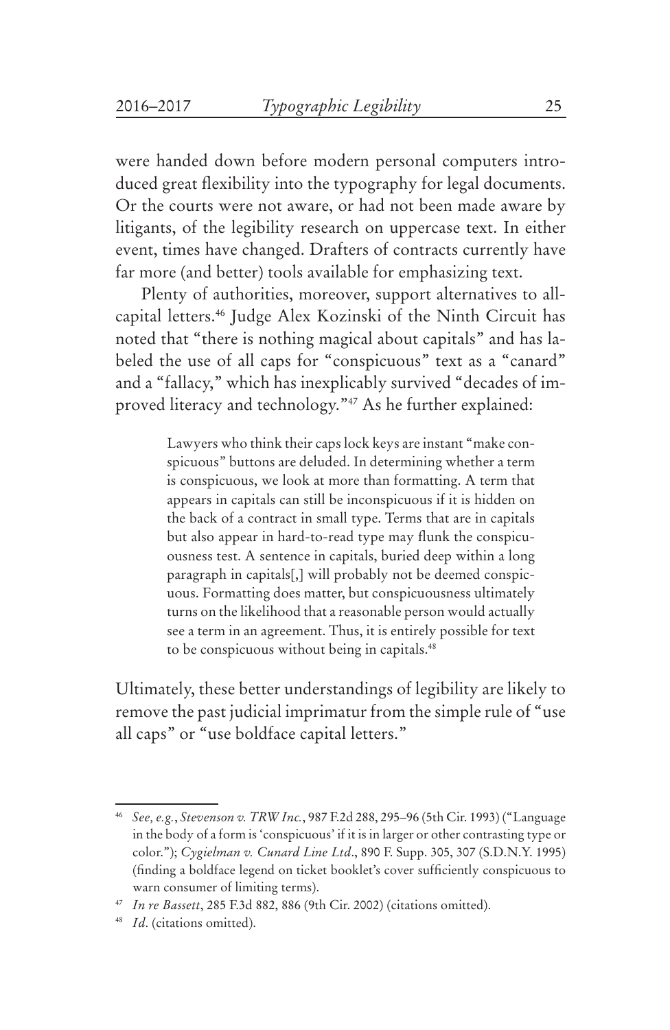were handed down before modern personal computers introduced great flexibility into the typography for legal documents. Or the courts were not aware, or had not been made aware by litigants, of the legibility research on uppercase text. In either event, times have changed. Drafters of contracts currently have far more (and better) tools available for emphasizing text.

Plenty of authorities, moreover, support alternatives to all-capital letters.[46] Judge Alex Kozinski of the Ninth Circuit has noted that "there is nothing magical about capitals" and has labeled the use of all caps for "conspicuous" text as a "canard" and a "fallacy," which has inexplicably survived "decades of improved literacy and technology."[47] As he further explained:

> Lawyers who think their caps lock keys are instant "make conspicuous" buttons are deluded. In determining whether a term is conspicuous, we look at more than formatting. A term that appears in capitals can still be inconspicuous if it is hidden on the back of a contract in small type. Terms that are in capitals but also appear in hard-to-read type may flunk the conspicuousness test. A sentence in capitals, buried deep within a long paragraph in capitals[,] will probably not be deemed conspicuous. Formatting does matter, but conspicuousness ultimately turns on the likelihood that a reasonable person would actually see a term in an agreement. Thus, it is entirely possible for text to be conspicuous without being in capitals.[48]

Ultimately, these better understandings of legibility are likely to remove the past judicial imprimatur from the simple rule of "use all caps" or "use boldface capital letters."

---

[46] *See, e.g.*, *Stevenson v. TRW Inc.*, 987 F.2d 288, 295–96 (5th Cir. 1993) ("Language in the body of a form is 'conspicuous' if it is in larger or other contrasting type or color."); *Cygielman v. Cunard Line Ltd*., 890 F. Supp. 305, 307 (S.D.N.Y. 1995) (finding a boldface legend on ticket booklet's cover sufficiently conspicuous to warn consumer of limiting terms).

[47] *In re Bassett*, 285 F.3d 882, 886 (9th Cir. 2002) (citations omitted).

[48] *Id*. (citations omitted).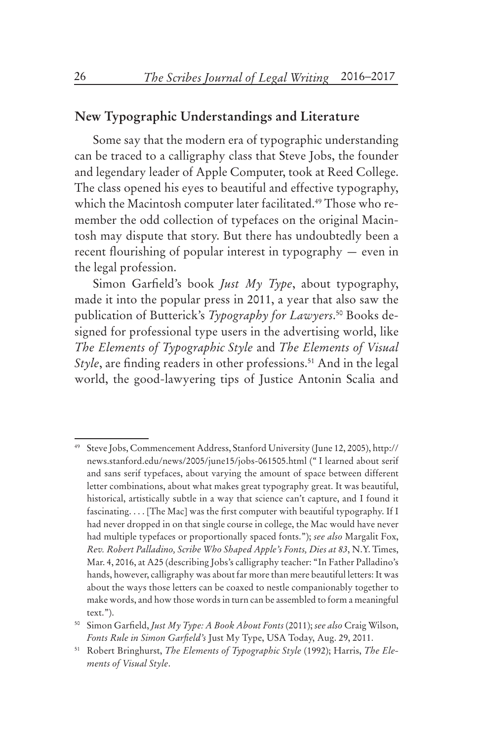## New Typographic Understandings and Literature

Some say that the modern era of typographic understanding can be traced to a calligraphy class that Steve Jobs, the founder and legendary leader of Apple Computer, took at Reed College. The class opened his eyes to beautiful and effective typography, which the Macintosh computer later facilitated.[49] Those who remember the odd collection of typefaces on the original Macintosh may dispute that story. But there has undoubtedly been a recent flourishing of popular interest in typography — even in the legal profession.

Simon Garfield's book *Just My Type*, about typography, made it into the popular press in 2011, a year that also saw the publication of Butterick's *Typography for Lawyers*.[50] Books designed for professional type users in the advertising world, like *The Elements of Typographic Style* and *The Elements of Visual Style*, are finding readers in other professions.[51] And in the legal world, the good-lawyering tips of Justice Antonin Scalia and

---

[49] Steve Jobs, Commencement Address, Stanford University (June 12, 2005), http://news.stanford.edu/news/2005/june15/jobs-061505.html ("I learned about serif and sans serif typefaces, about varying the amount of space between different letter combinations, about what makes great typography great. It was beautiful, historical, artistically subtle in a way that science can't capture, and I found it fascinating. . . . [The Mac] was the first computer with beautiful typography. If I had never dropped in on that single course in college, the Mac would have never had multiple typefaces or proportionally spaced fonts."); *see also* Margalit Fox, *Rev. Robert Palladino, Scribe Who Shaped Apple's Fonts, Dies at 83*, N.Y. Times, Mar. 4, 2016, at A25 (describing Jobs's calligraphy teacher: "In Father Palladino's hands, however, calligraphy was about far more than mere beautiful letters: It was about the ways those letters can be coaxed to nestle companionably together to make words, and how those words in turn can be assembled to form a meaningful text.").

[50] Simon Garfield, *Just My Type: A Book About Fonts* (2011); *see also* Craig Wilson, *Fonts Rule in Simon Garfield's* Just My Type, USA Today, Aug. 29, 2011.

[51] Robert Bringhurst, *The Elements of Typographic Style* (1992); Harris, *The Elements of Visual Style*.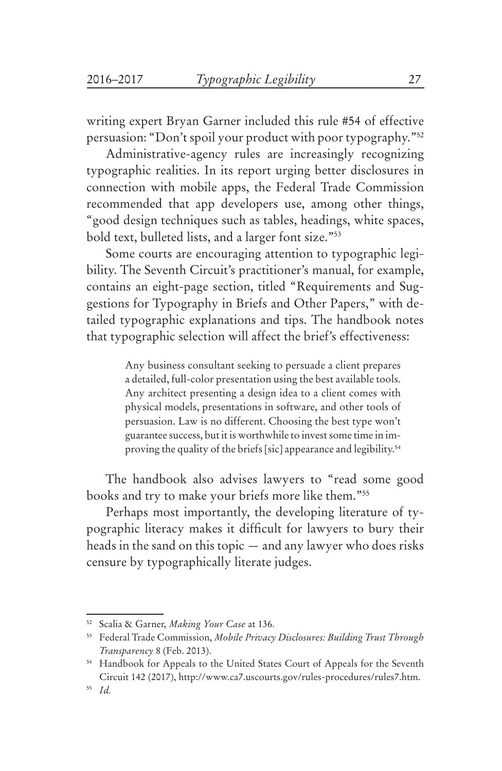writing expert Bryan Garner included this rule #54 of effective persuasion: "Don't spoil your product with poor typography."[52]

Administrative-agency rules are increasingly recognizing typographic realities. In its report urging better disclosures in connection with mobile apps, the Federal Trade Commission recommended that app developers use, among other things, "good design techniques such as tables, headings, white spaces, bold text, bulleted lists, and a larger font size."[53]

Some courts are encouraging attention to typographic legibility. The Seventh Circuit's practitioner's manual, for example, contains an eight-page section, titled "Requirements and Suggestions for Typography in Briefs and Other Papers," with detailed typographic explanations and tips. The handbook notes that typographic selection will affect the brief's effectiveness:

> Any business consultant seeking to persuade a client prepares a detailed, full-color presentation using the best available tools. Any architect presenting a design idea to a client comes with physical models, presentations in software, and other tools of persuasion. Law is no different. Choosing the best type won't guarantee success, but it is worthwhile to invest some time in improving the quality of the briefs [sic] appearance and legibility.[54]

The handbook also advises lawyers to "read some good books and try to make your briefs more like them."[55]

Perhaps most importantly, the developing literature of typographic literacy makes it difficult for lawyers to bury their heads in the sand on this topic — and any lawyer who does risks censure by typographically literate judges.

---

[52] Scalia & Garner, *Making Your Case* at 136.

[53] Federal Trade Commission, *Mobile Privacy Disclosures: Building Trust Through Transparency* 8 (Feb. 2013).

[54] Handbook for Appeals to the United States Court of Appeals for the Seventh Circuit 142 (2017), http://www.ca7.uscourts.gov/rules-procedures/rules7.htm.

[55] *Id.*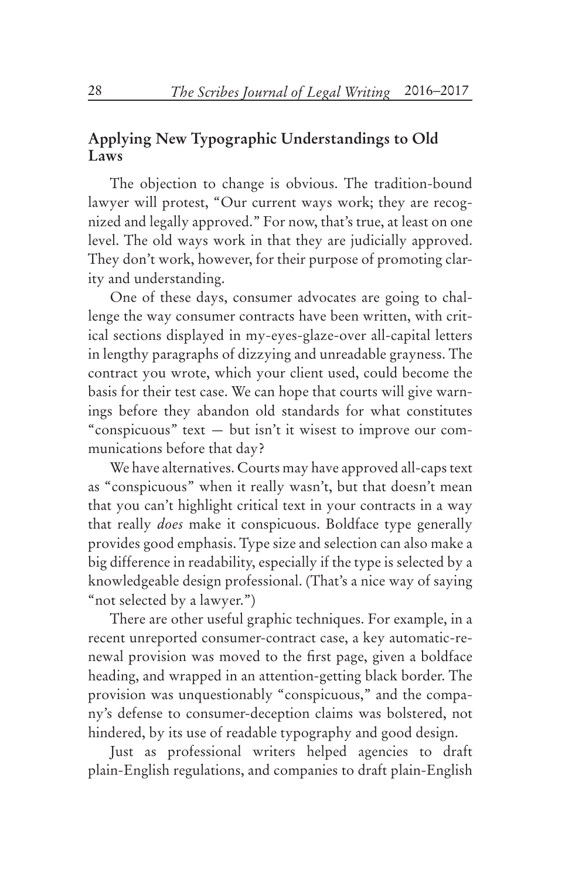## Applying New Typographic Understandings to Old Laws

The objection to change is obvious. The tradition-bound lawyer will protest, "Our current ways work; they are recognized and legally approved." For now, that's true, at least on one level. The old ways work in that they are judicially approved. They don't work, however, for their purpose of promoting clarity and understanding.

One of these days, consumer advocates are going to challenge the way consumer contracts have been written, with critical sections displayed in my-eyes-glaze-over all-capital letters in lengthy paragraphs of dizzying and unreadable grayness. The contract you wrote, which your client used, could become the basis for their test case. We can hope that courts will give warnings before they abandon old standards for what constitutes "conspicuous" text — but isn't it wisest to improve our communications before that day?

We have alternatives. Courts may have approved all-caps text as "conspicuous" when it really wasn't, but that doesn't mean that you can't highlight critical text in your contracts in a way that really *does* make it conspicuous. Boldface type generally provides good emphasis. Type size and selection can also make a big difference in readability, especially if the type is selected by a knowledgeable design professional. (That's a nice way of saying "not selected by a lawyer.")

There are other useful graphic techniques. For example, in a recent unreported consumer-contract case, a key automatic-renewal provision was moved to the first page, given a boldface heading, and wrapped in an attention-getting black border. The provision was unquestionably "conspicuous," and the company's defense to consumer-deception claims was bolstered, not hindered, by its use of readable typography and good design.

Just as professional writers helped agencies to draft plain-English regulations, and companies to draft plain-English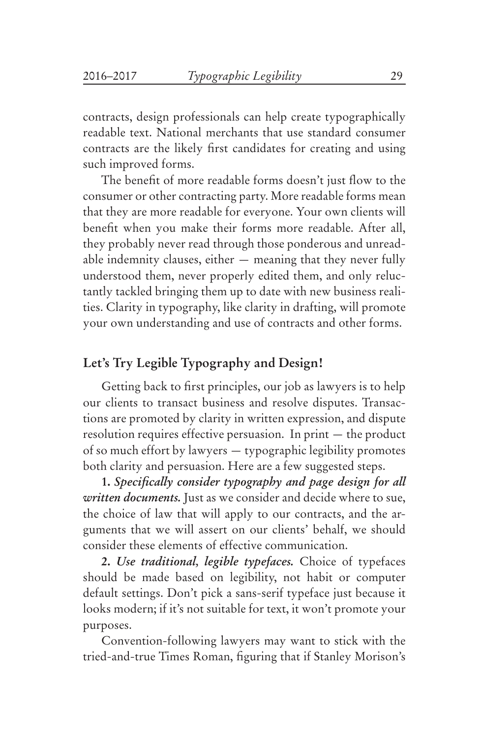contracts, design professionals can help create typographically readable text. National merchants that use standard consumer contracts are the likely first candidates for creating and using such improved forms.

The benefit of more readable forms doesn't just flow to the consumer or other contracting party. More readable forms mean that they are more readable for everyone. Your own clients will benefit when you make their forms more readable. After all, they probably never read through those ponderous and unreadable indemnity clauses, either — meaning that they never fully understood them, never properly edited them, and only reluctantly tackled bringing them up to date with new business realities. Clarity in typography, like clarity in drafting, will promote your own understanding and use of contracts and other forms.

## Let's Try Legible Typography and Design!

Getting back to first principles, our job as lawyers is to help our clients to transact business and resolve disputes. Transactions are promoted by clarity in written expression, and dispute resolution requires effective persuasion. In print — the product of so much effort by lawyers — typographic legibility promotes both clarity and persuasion. Here are a few suggested steps.

**1.** ***Specifically consider typography and page design for all written documents.*** Just as we consider and decide where to sue, the choice of law that will apply to our contracts, and the arguments that we will assert on our clients' behalf, we should consider these elements of effective communication.

**2.** ***Use traditional, legible typefaces.*** Choice of typefaces should be made based on legibility, not habit or computer default settings. Don't pick a sans-serif typeface just because it looks modern; if it's not suitable for text, it won't promote your purposes.

Convention-following lawyers may want to stick with the tried-and-true Times Roman, figuring that if Stanley Morison's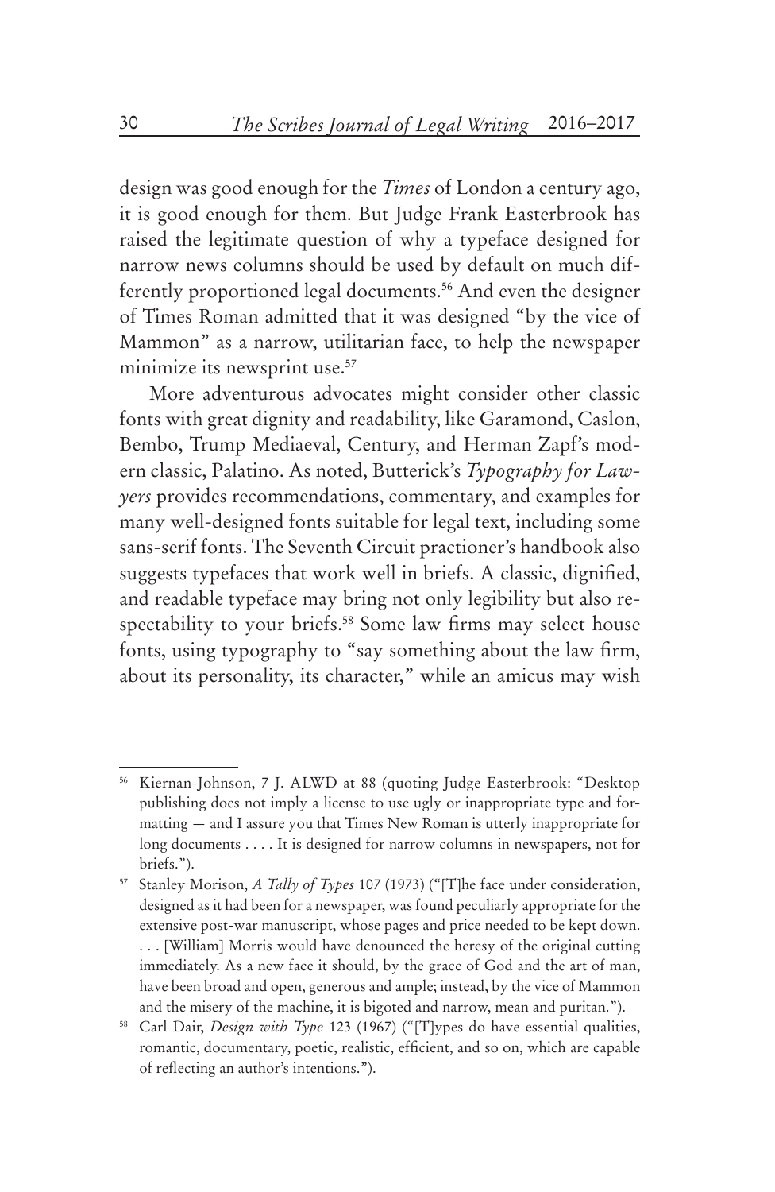design was good enough for the *Times* of London a century ago, it is good enough for them. But Judge Frank Easterbrook has raised the legitimate question of why a typeface designed for narrow news columns should be used by default on much differently proportioned legal documents.[56] And even the designer of Times Roman admitted that it was designed "by the vice of Mammon" as a narrow, utilitarian face, to help the newspaper minimize its newsprint use.[57]

More adventurous advocates might consider other classic fonts with great dignity and readability, like Garamond, Caslon, Bembo, Trump Mediaeval, Century, and Herman Zapf's modern classic, Palatino. As noted, Butterick's *Typography for Lawyers* provides recommendations, commentary, and examples for many well-designed fonts suitable for legal text, including some sans-serif fonts. The Seventh Circuit practioner's handbook also suggests typefaces that work well in briefs. A classic, dignified, and readable typeface may bring not only legibility but also respectability to your briefs.[58] Some law firms may select house fonts, using typography to "say something about the law firm, about its personality, its character," while an amicus may wish

---

[56] Kiernan-Johnson, 7 J. ALWD at 88 (quoting Judge Easterbrook: "Desktop publishing does not imply a license to use ugly or inappropriate type and formatting — and I assure you that Times New Roman is utterly inappropriate for long documents . . . . It is designed for narrow columns in newspapers, not for briefs.").

[57] Stanley Morison, *A Tally of Types* 107 (1973) ("[T]he face under consideration, designed as it had been for a newspaper, was found peculiarly appropriate for the extensive post-war manuscript, whose pages and price needed to be kept down. . . . [William] Morris would have denounced the heresy of the original cutting immediately. As a new face it should, by the grace of God and the art of man, have been broad and open, generous and ample; instead, by the vice of Mammon and the misery of the machine, it is bigoted and narrow, mean and puritan.").

[58] Carl Dair, *Design with Type* 123 (1967) ("[T]ypes do have essential qualities, romantic, documentary, poetic, realistic, efficient, and so on, which are capable of reflecting an author's intentions.").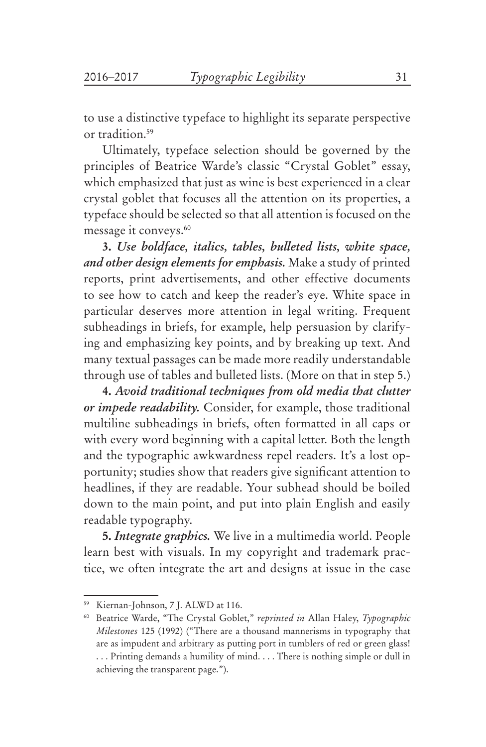to use a distinctive typeface to highlight its separate perspective or tradition.[59]

Ultimately, typeface selection should be governed by the principles of Beatrice Warde's classic "Crystal Goblet" essay, which emphasized that just as wine is best experienced in a clear crystal goblet that focuses all the attention on its properties, a typeface should be selected so that all attention is focused on the message it conveys.[60]

**3.** ***Use boldface, italics, tables, bulleted lists, white space, and other design elements for emphasis.*** Make a study of printed reports, print advertisements, and other effective documents to see how to catch and keep the reader's eye. White space in particular deserves more attention in legal writing. Frequent subheadings in briefs, for example, help persuasion by clarifying and emphasizing key points, and by breaking up text. And many textual passages can be made more readily understandable through use of tables and bulleted lists. (More on that in step 5.)

**4.** ***Avoid traditional techniques from old media that clutter or impede readability.*** Consider, for example, those traditional multiline subheadings in briefs, often formatted in all caps or with every word beginning with a capital letter. Both the length and the typographic awkwardness repel readers. It's a lost opportunity; studies show that readers give significant attention to headlines, if they are readable. Your subhead should be boiled down to the main point, and put into plain English and easily readable typography.

**5.** ***Integrate graphics.*** We live in a multimedia world. People learn best with visuals. In my copyright and trademark practice, we often integrate the art and designs at issue in the case

---

[59] Kiernan-Johnson, 7 J. ALWD at 116.

[60] Beatrice Warde, "The Crystal Goblet," *reprinted in* Allan Haley, *Typographic Milestones* 125 (1992) ("There are a thousand mannerisms in typography that are as impudent and arbitrary as putting port in tumblers of red or green glass! . . . Printing demands a humility of mind. . . . There is nothing simple or dull in achieving the transparent page.").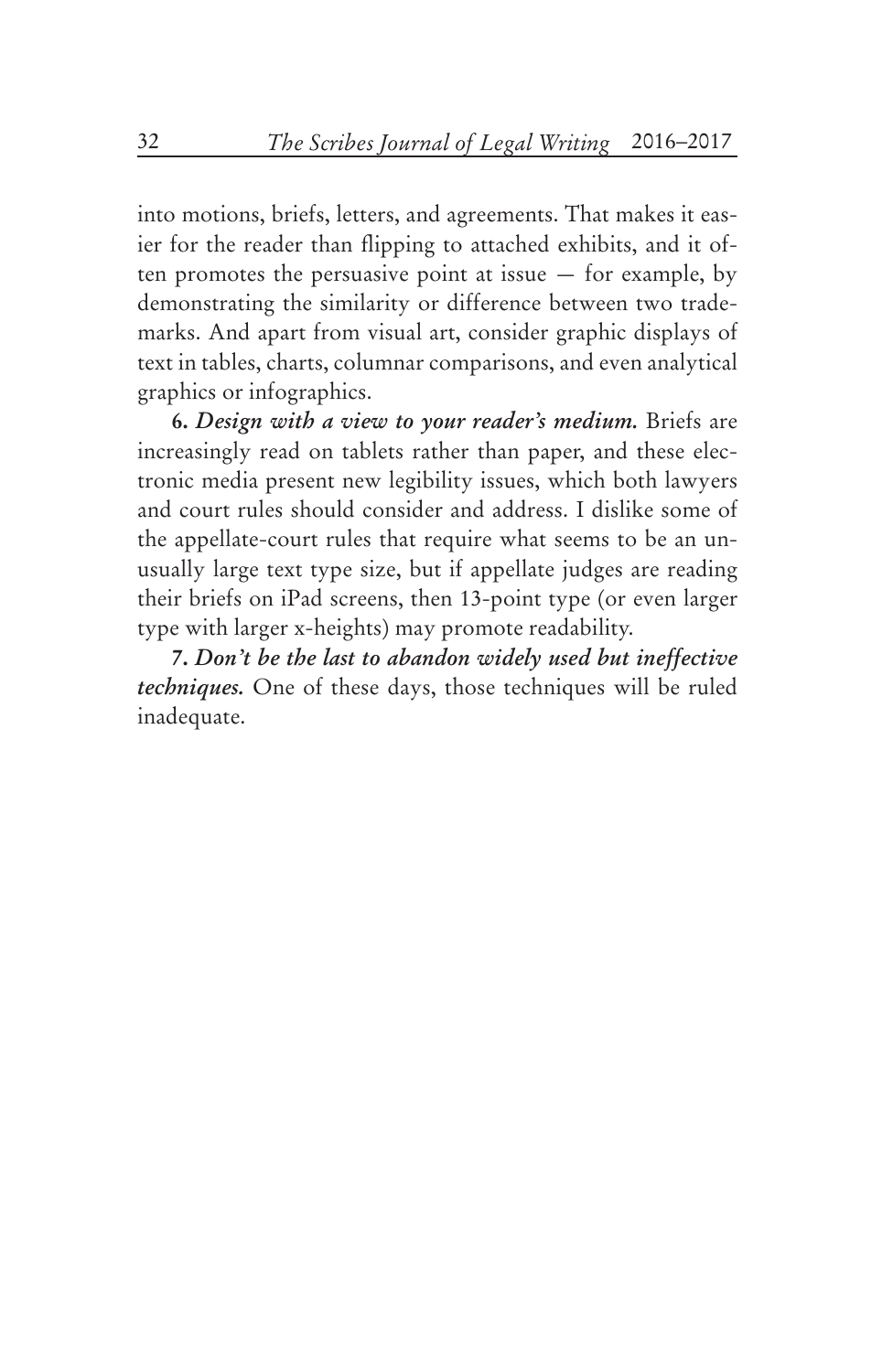into motions, briefs, letters, and agreements. That makes it easier for the reader than flipping to attached exhibits, and it often promotes the persuasive point at issue — for example, by demonstrating the similarity or difference between two trademarks. And apart from visual art, consider graphic displays of text in tables, charts, columnar comparisons, and even analytical graphics or infographics.

**6.** ***Design with a view to your reader's medium.*** Briefs are increasingly read on tablets rather than paper, and these electronic media present new legibility issues, which both lawyers and court rules should consider and address. I dislike some of the appellate-court rules that require what seems to be an unusually large text type size, but if appellate judges are reading their briefs on iPad screens, then 13-point type (or even larger type with larger x-heights) may promote readability.

**7.** ***Don't be the last to abandon widely used but ineffective techniques.*** One of these days, those techniques will be ruled inadequate.